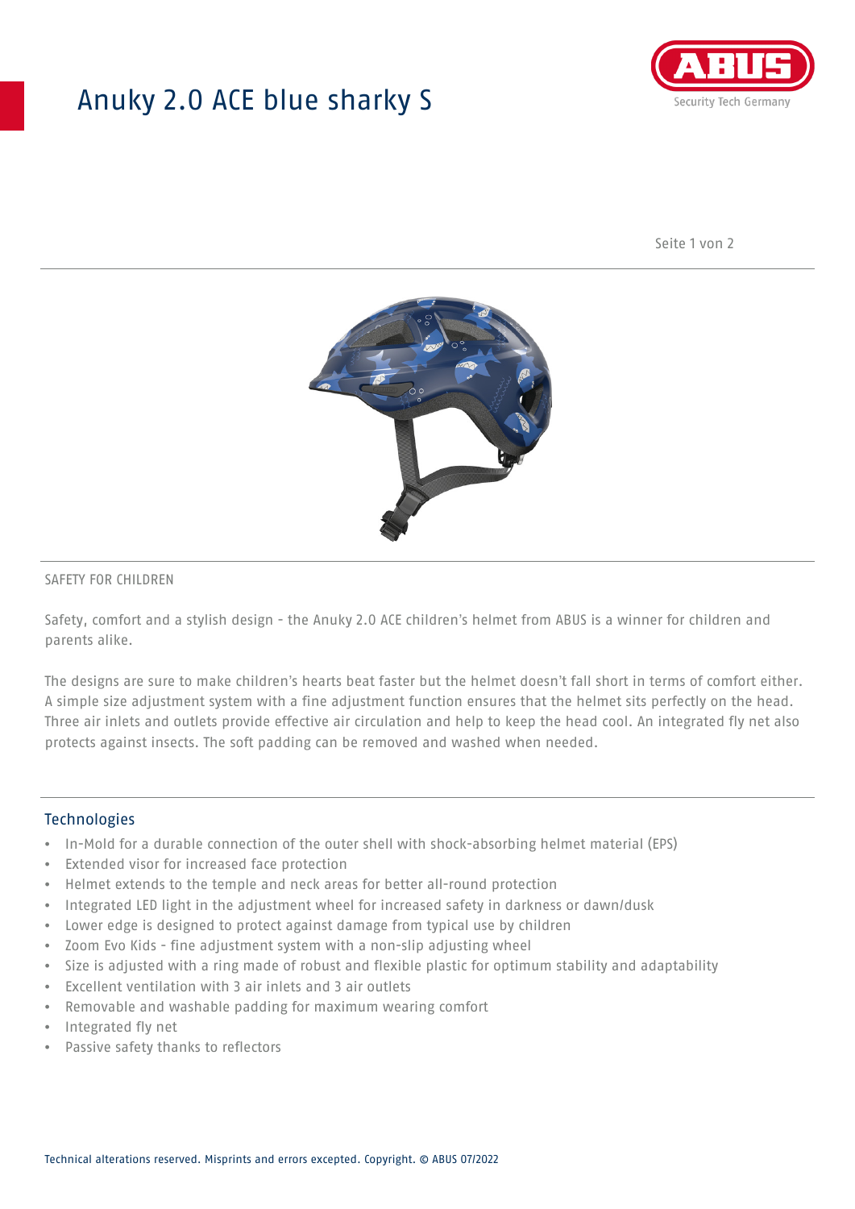# Anuky 2.0 ACE blue sharky S

ABUS
Security Tech Germany

SAFETY FOR CHILDREN

Safety, comfort and a stylish design - the Anuky 2.0 ACE children's helmet from ABUS is a winner for children and parents alike.

The designs are sure to make children's hearts beat faster but the helmet doesn't fall short in terms of comfort either. A simple size adjustment system with a fine adjustment function ensures that the helmet sits perfectly on the head. Three air inlets and outlets provide effective air circulation and help to keep the head cool. An integrated fly net also protects against insects. The soft padding can be removed and washed when needed.

## Technologies

- In-Mold for a durable connection of the outer shell with shock-absorbing helmet material (EPS)
- Extended visor for increased face protection
- Helmet extends to the temple and neck areas for better all-round protection
- Integrated LED light in the adjustment wheel for increased safety in darkness or dawn/dusk
- Lower edge is designed to protect against damage from typical use by children
- Zoom Evo Kids - fine adjustment system with a non-slip adjusting wheel
- Size is adjusted with a ring made of robust and flexible plastic for optimum stability and adaptability
- Excellent ventilation with 3 air inlets and 3 air outlets
- Removable and washable padding for maximum wearing comfort
- Integrated fly net
- Passive safety thanks to reflectors

Technical alterations reserved. Misprints and errors excepted. Copyright. © ABUS 07/2022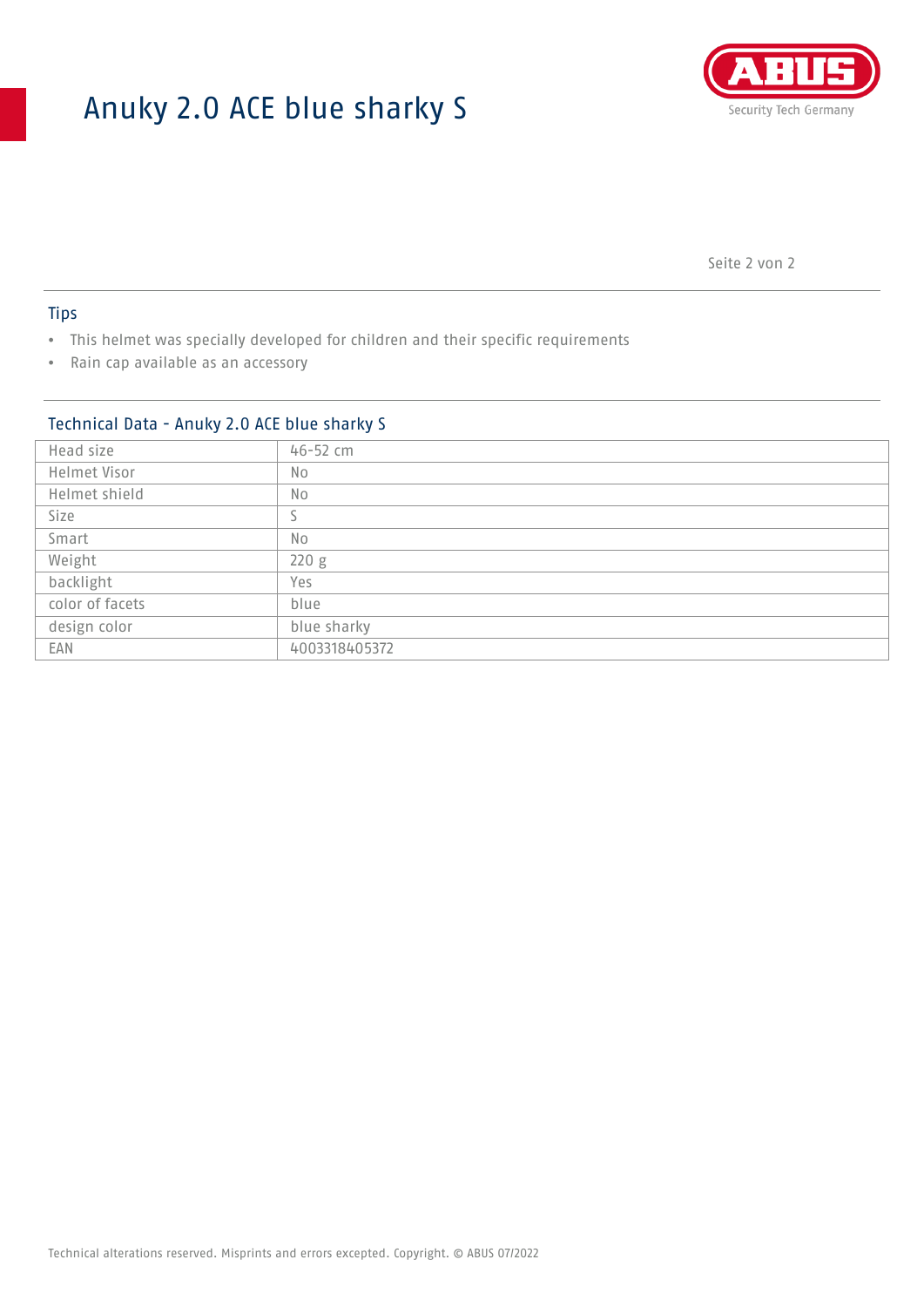# Anuky 2.0 ACE blue sharky S

## Tips

- This helmet was specially developed for children and their specific requirements
- Rain cap available as an accessory

## Technical Data - Anuky 2.0 ACE blue sharky S

| | |
|---|---|
| Head size | 46-52 cm |
| Helmet Visor | No |
| Helmet shield | No |
| Size | S |
| Smart | No |
| Weight | 220 g |
| backlight | Yes |
| color of facets | blue |
| design color | blue sharky |
| EAN | 4003318405372 |

Technical alterations reserved. Misprints and errors excepted. Copyright. © ABUS 07/2022